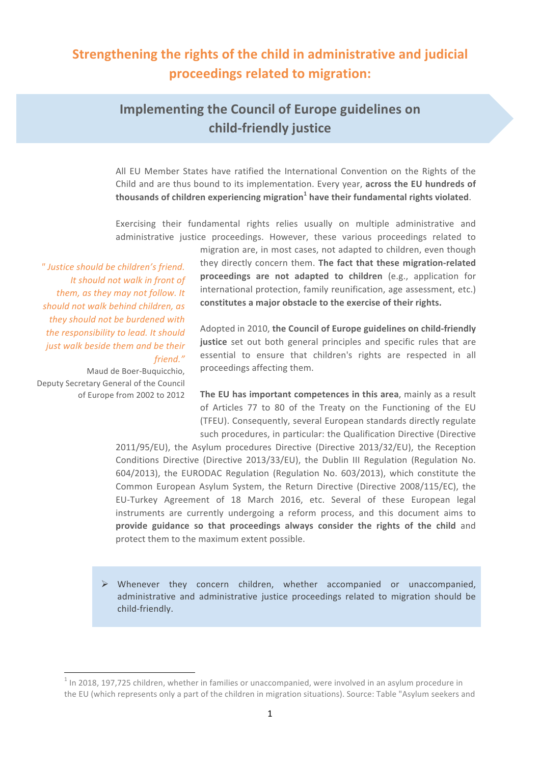# Strengthening the rights of the child in administrative and judicial proceedings related to migration:

## Implementing the Council of Europe guidelines on child-friendly justice

All EU Member States have ratified the International Convention on the Rights of the Child and are thus bound to its implementation. Every year, **across the EU hundreds of thousands of children experiencing migration[1] have their fundamental rights violated**.

*" Justice should be children's friend. It should not walk in front of them, as they may not follow. It should not walk behind children, as they should not be burdened with the responsibility to lead. It should just walk beside them and be their friend."*

Maud de Boer-Buquicchio, Deputy Secretary General of the Council of Europe from 2002 to 2012

Exercising their fundamental rights relies usually on multiple administrative and administrative justice proceedings. However, these various proceedings related to migration are, in most cases, not adapted to children, even though they directly concern them. **The fact that these migration-related proceedings are not adapted to children** (e.g., application for international protection, family reunification, age assessment, etc.) **constitutes a major obstacle to the exercise of their rights.**

Adopted in 2010, **the Council of Europe guidelines on child-friendly justice** set out both general principles and specific rules that are essential to ensure that children's rights are respected in all proceedings affecting them.

**The EU has important competences in this area**, mainly as a result of Articles 77 to 80 of the Treaty on the Functioning of the EU (TFEU). Consequently, several European standards directly regulate such procedures, in particular: the Qualification Directive (Directive 2011/95/EU), the Asylum procedures Directive (Directive 2013/32/EU), the Reception Conditions Directive (Directive 2013/33/EU), the Dublin III Regulation (Regulation No. 604/2013), the EURODAC Regulation (Regulation No. 603/2013), which constitute the Common European Asylum System, the Return Directive (Directive 2008/115/EC), the EU-Turkey Agreement of 18 March 2016, etc. Several of these European legal instruments are currently undergoing a reform process, and this document aims to **provide guidance so that proceedings always consider the rights of the child** and protect them to the maximum extent possible.

> ➢ Whenever they concern children, whether accompanied or unaccompanied, administrative and administrative justice proceedings related to migration should be child-friendly.

[1] In 2018, 197,725 children, whether in families or unaccompanied, were involved in an asylum procedure in the EU (which represents only a part of the children in migration situations). Source: Table "Asylum seekers and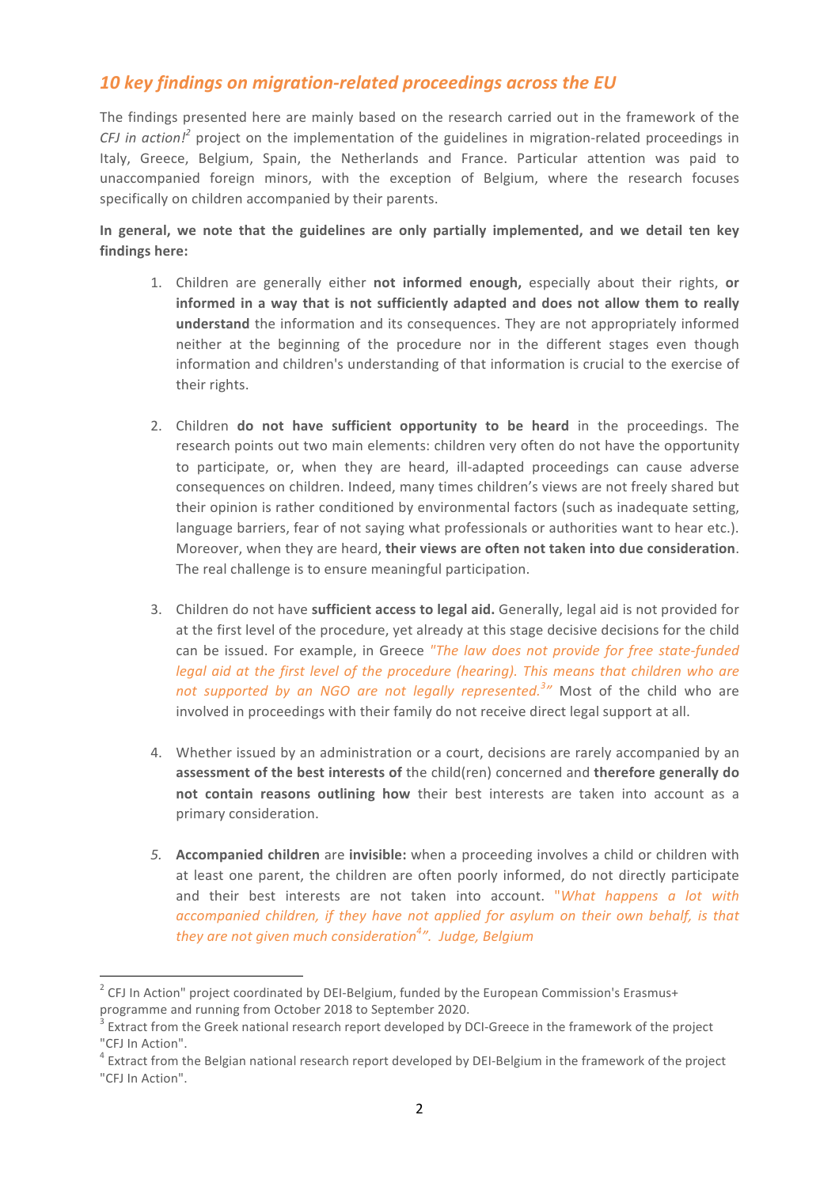## *10 key findings on migration-related proceedings across the EU*

The findings presented here are mainly based on the research carried out in the framework of the *CFJ in action!*[2] project on the implementation of the guidelines in migration-related proceedings in Italy, Greece, Belgium, Spain, the Netherlands and France. Particular attention was paid to unaccompanied foreign minors, with the exception of Belgium, where the research focuses specifically on children accompanied by their parents.

**In general, we note that the guidelines are only partially implemented, and we detail ten key findings here:**

1. Children are generally either **not informed enough,** especially about their rights, **or informed in a way that is not sufficiently adapted and does not allow them to really understand** the information and its consequences. They are not appropriately informed neither at the beginning of the procedure nor in the different stages even though information and children's understanding of that information is crucial to the exercise of their rights.

2. Children **do not have sufficient opportunity to be heard** in the proceedings. The research points out two main elements: children very often do not have the opportunity to participate, or, when they are heard, ill-adapted proceedings can cause adverse consequences on children. Indeed, many times children's views are not freely shared but their opinion is rather conditioned by environmental factors (such as inadequate setting, language barriers, fear of not saying what professionals or authorities want to hear etc.). Moreover, when they are heard, **their views are often not taken into due consideration**. The real challenge is to ensure meaningful participation.

3. Children do not have **sufficient access to legal aid.** Generally, legal aid is not provided for at the first level of the procedure, yet already at this stage decisive decisions for the child can be issued. For example, in Greece *"The law does not provide for free state-funded legal aid at the first level of the procedure (hearing). This means that children who are not supported by an NGO are not legally represented.[3]"* Most of the child who are involved in proceedings with their family do not receive direct legal support at all.

4. Whether issued by an administration or a court, decisions are rarely accompanied by an **assessment of the best interests of** the child(ren) concerned and **therefore generally do not contain reasons outlining how** their best interests are taken into account as a primary consideration.

5. **Accompanied children** are **invisible:** when a proceeding involves a child or children with at least one parent, the children are often poorly informed, do not directly participate and their best interests are not taken into account. *"What happens a lot with accompanied children, if they have not applied for asylum on their own behalf, is that they are not given much consideration[4]". Judge, Belgium*

---

[2] CFJ In Action" project coordinated by DEI-Belgium, funded by the European Commission's Erasmus+ programme and running from October 2018 to September 2020.

[3] Extract from the Greek national research report developed by DCI-Greece in the framework of the project "CFJ In Action".

[4] Extract from the Belgian national research report developed by DEI-Belgium in the framework of the project "CFJ In Action".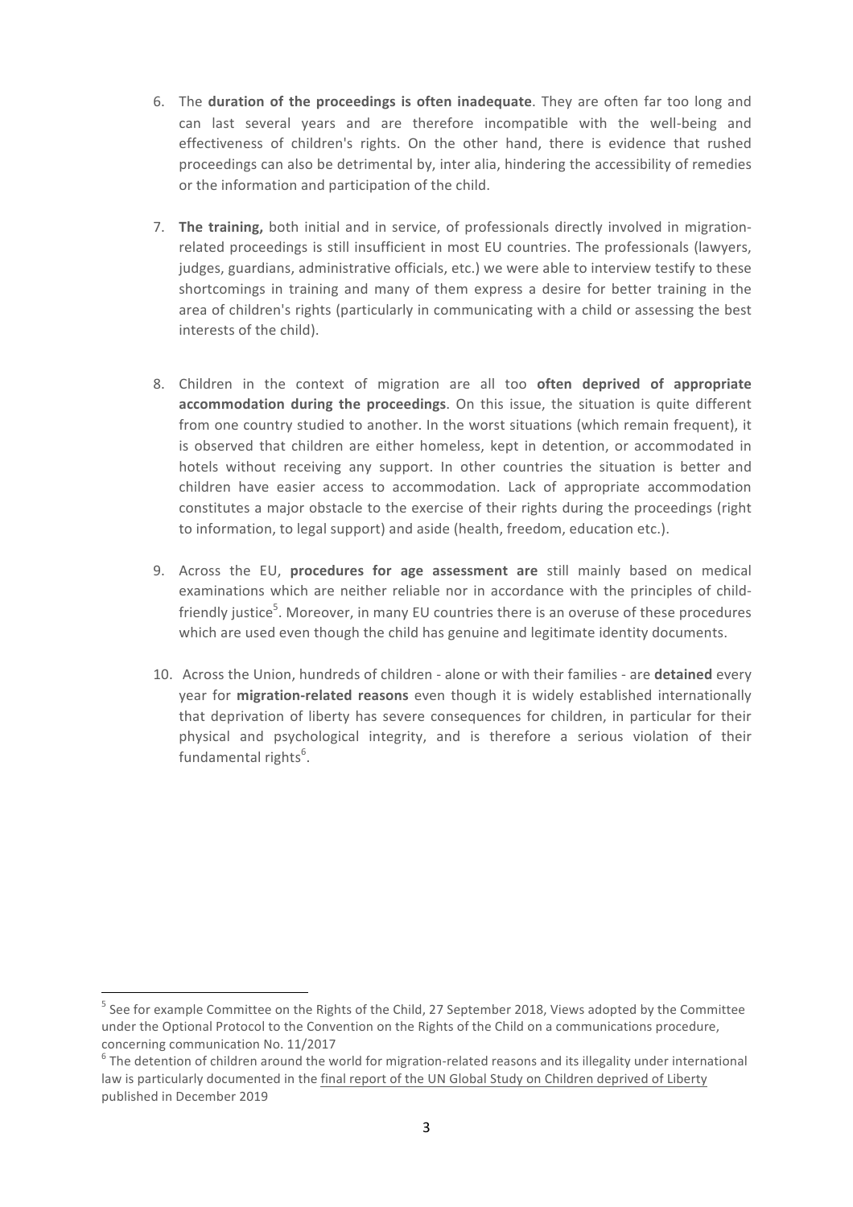6. The **duration of the proceedings is often inadequate**. They are often far too long and can last several years and are therefore incompatible with the well-being and effectiveness of children's rights. On the other hand, there is evidence that rushed proceedings can also be detrimental by, inter alia, hindering the accessibility of remedies or the information and participation of the child.

7. **The training,** both initial and in service, of professionals directly involved in migration-related proceedings is still insufficient in most EU countries. The professionals (lawyers, judges, guardians, administrative officials, etc.) we were able to interview testify to these shortcomings in training and many of them express a desire for better training in the area of children's rights (particularly in communicating with a child or assessing the best interests of the child).

8. Children in the context of migration are all too **often deprived of appropriate accommodation during the proceedings**. On this issue, the situation is quite different from one country studied to another. In the worst situations (which remain frequent), it is observed that children are either homeless, kept in detention, or accommodated in hotels without receiving any support. In other countries the situation is better and children have easier access to accommodation. Lack of appropriate accommodation constitutes a major obstacle to the exercise of their rights during the proceedings (right to information, to legal support) and aside (health, freedom, education etc.).

9. Across the EU, **procedures for age assessment are** still mainly based on medical examinations which are neither reliable nor in accordance with the principles of child-friendly justice[5]. Moreover, in many EU countries there is an overuse of these procedures which are used even though the child has genuine and legitimate identity documents.

10. Across the Union, hundreds of children - alone or with their families - are **detained** every year for **migration-related reasons** even though it is widely established internationally that deprivation of liberty has severe consequences for children, in particular for their physical and psychological integrity, and is therefore a serious violation of their fundamental rights[6].

---

[5] See for example Committee on the Rights of the Child, 27 September 2018, Views adopted by the Committee under the Optional Protocol to the Convention on the Rights of the Child on a communications procedure, concerning communication No. 11/2017

[6] The detention of children around the world for migration-related reasons and its illegality under international law is particularly documented in the final report of the UN Global Study on Children deprived of Liberty published in December 2019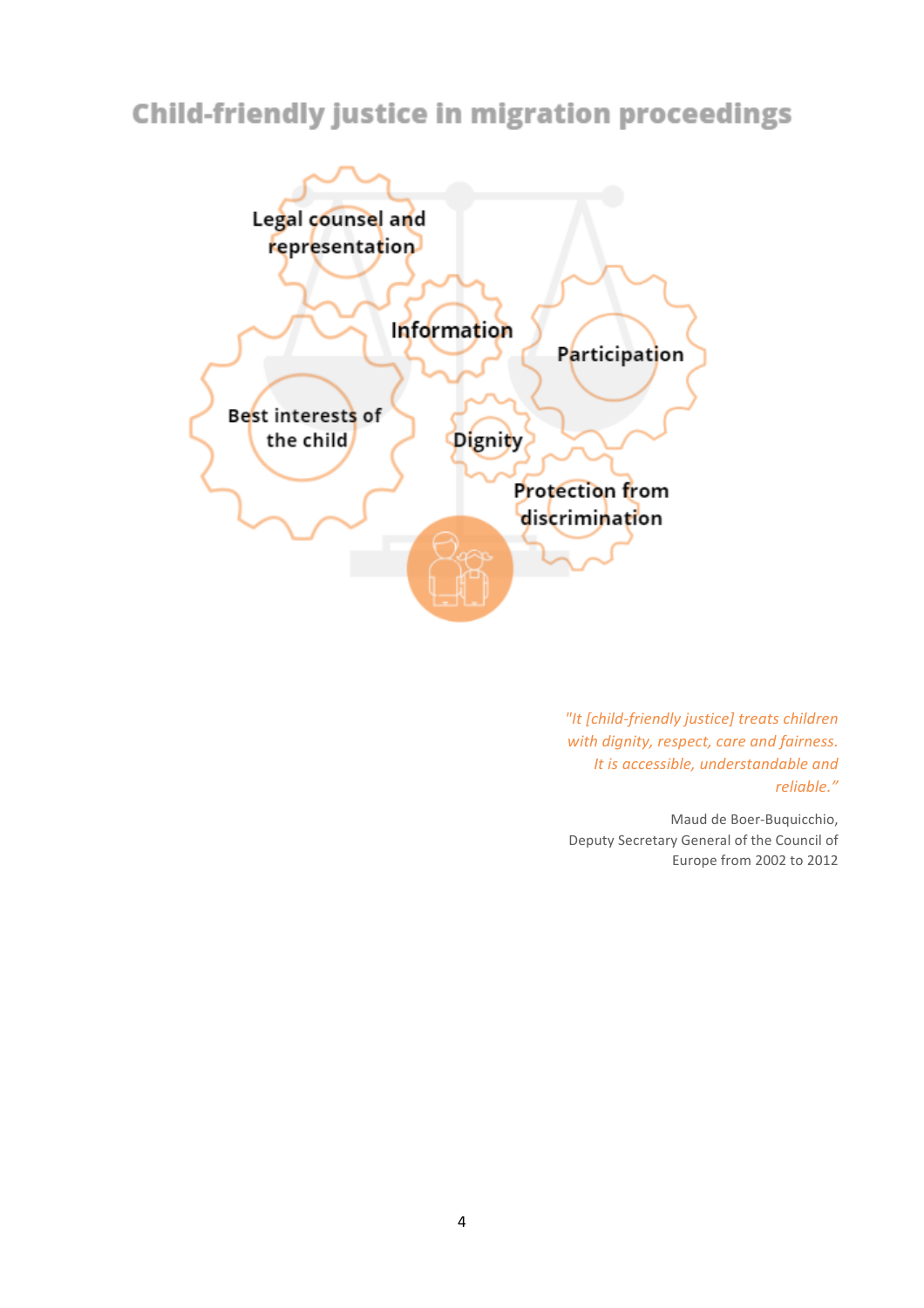## Child-friendly justice in migration proceedings

Legal counsel and representation

Information

Participation

Best interests of the child

Dignity

Protection from discrimination

*"It [child-friendly justice] treats children with dignity, respect, care and fairness. It is accessible, understandable and reliable."*

Maud de Boer-Buquicchio, Deputy Secretary General of the Council of Europe from 2002 to 2012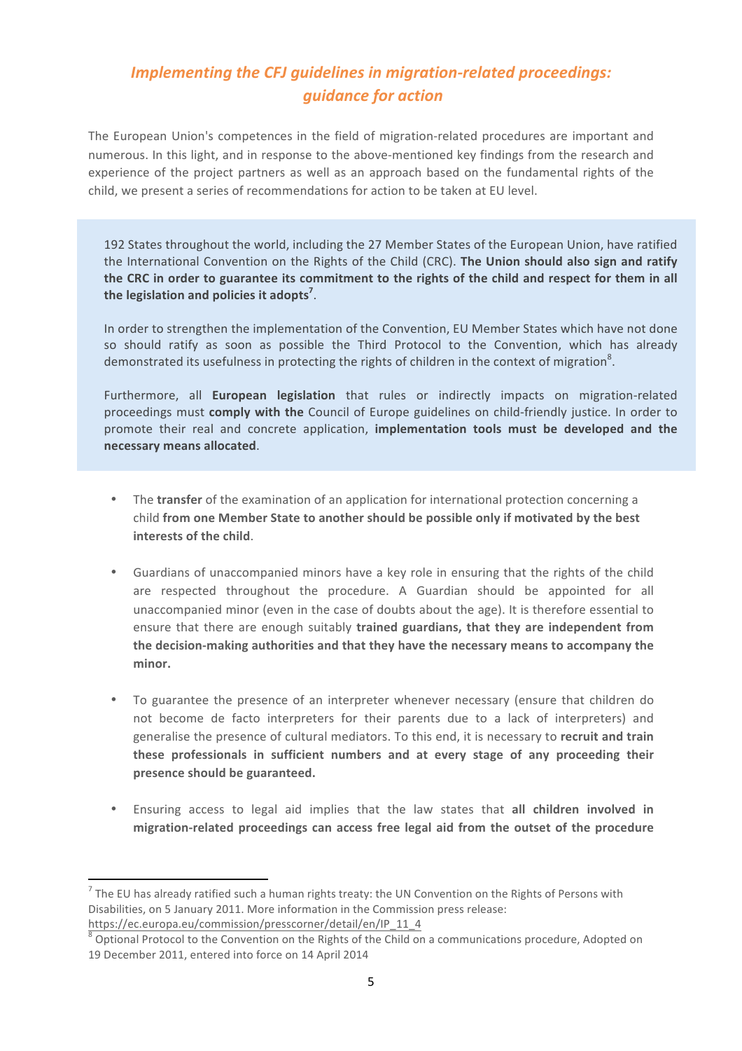## *Implementing the CFJ guidelines in migration-related proceedings: guidance for action*

The European Union's competences in the field of migration-related procedures are important and numerous. In this light, and in response to the above-mentioned key findings from the research and experience of the project partners as well as an approach based on the fundamental rights of the child, we present a series of recommendations for action to be taken at EU level.

192 States throughout the world, including the 27 Member States of the European Union, have ratified the International Convention on the Rights of the Child (CRC). **The Union should also sign and ratify the CRC in order to guarantee its commitment to the rights of the child and respect for them in all the legislation and policies it adopts**[7].

In order to strengthen the implementation of the Convention, EU Member States which have not done so should ratify as soon as possible the Third Protocol to the Convention, which has already demonstrated its usefulness in protecting the rights of children in the context of migration[8].

Furthermore, all **European legislation** that rules or indirectly impacts on migration-related proceedings must **comply with the** Council of Europe guidelines on child-friendly justice. In order to promote their real and concrete application, **implementation tools must be developed and the necessary means allocated**.

- The **transfer** of the examination of an application for international protection concerning a child **from one Member State to another should be possible only if motivated by the best interests of the child**.

- Guardians of unaccompanied minors have a key role in ensuring that the rights of the child are respected throughout the procedure. A Guardian should be appointed for all unaccompanied minor (even in the case of doubts about the age). It is therefore essential to ensure that there are enough suitably **trained guardians, that they are independent from the decision-making authorities and that they have the necessary means to accompany the minor.**

- To guarantee the presence of an interpreter whenever necessary (ensure that children do not become de facto interpreters for their parents due to a lack of interpreters) and generalise the presence of cultural mediators. To this end, it is necessary to **recruit and train these professionals in sufficient numbers and at every stage of any proceeding their presence should be guaranteed.**

- Ensuring access to legal aid implies that the law states that **all children involved in migration-related proceedings can access free legal aid from the outset of the procedure**

---

[7] The EU has already ratified such a human rights treaty: the UN Convention on the Rights of Persons with Disabilities, on 5 January 2011. More information in the Commission press release: https://ec.europa.eu/commission/presscorner/detail/en/IP_11_4

[8] Optional Protocol to the Convention on the Rights of the Child on a communications procedure, Adopted on 19 December 2011, entered into force on 14 April 2014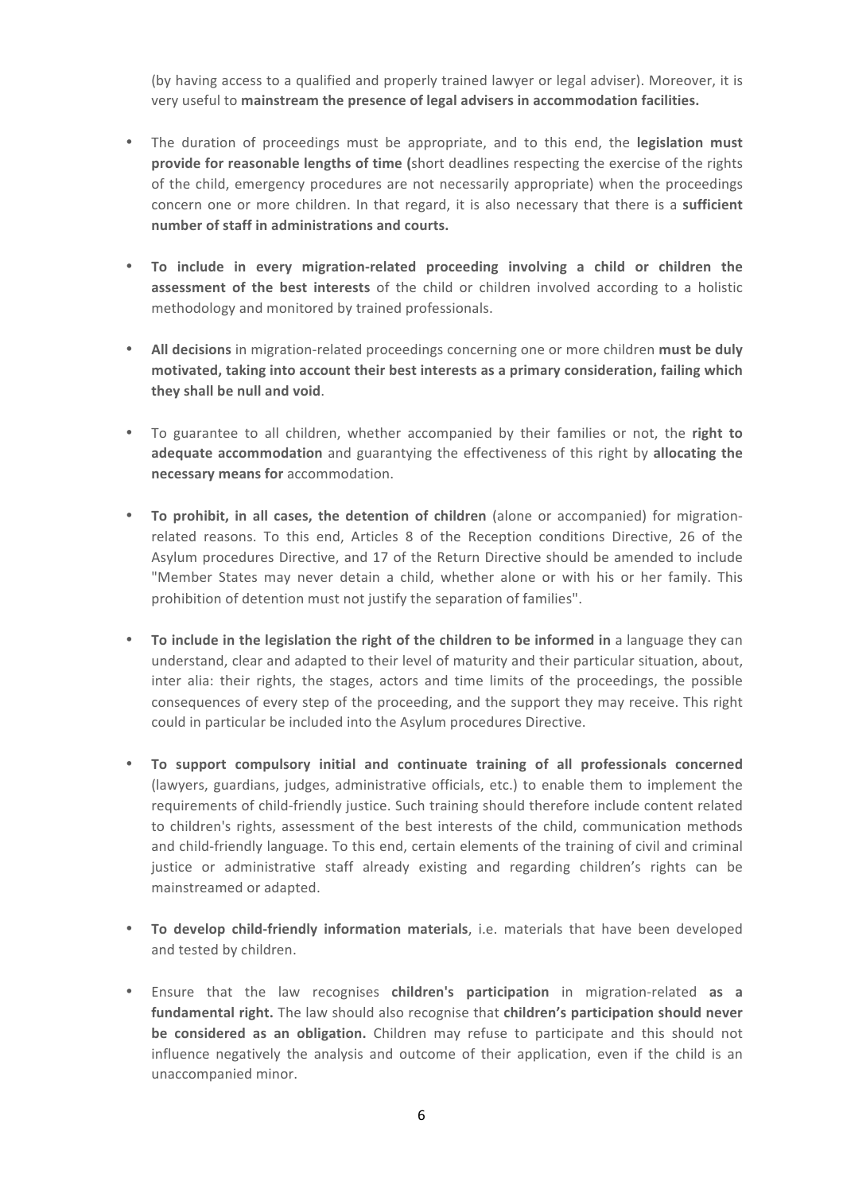(by having access to a qualified and properly trained lawyer or legal adviser). Moreover, it is very useful to **mainstream the presence of legal advisers in accommodation facilities.**

- The duration of proceedings must be appropriate, and to this end, the **legislation must provide for reasonable lengths of time (**short deadlines respecting the exercise of the rights of the child, emergency procedures are not necessarily appropriate) when the proceedings concern one or more children. In that regard, it is also necessary that there is a **sufficient number of staff in administrations and courts.**

- **To include in every migration-related proceeding involving a child or children the assessment of the best interests** of the child or children involved according to a holistic methodology and monitored by trained professionals.

- **All decisions** in migration-related proceedings concerning one or more children **must be duly motivated, taking into account their best interests as a primary consideration, failing which they shall be null and void**.

- To guarantee to all children, whether accompanied by their families or not, the **right to adequate accommodation** and guarantying the effectiveness of this right by **allocating the necessary means for** accommodation.

- **To prohibit, in all cases, the detention of children** (alone or accompanied) for migration-related reasons. To this end, Articles 8 of the Reception conditions Directive, 26 of the Asylum procedures Directive, and 17 of the Return Directive should be amended to include "Member States may never detain a child, whether alone or with his or her family. This prohibition of detention must not justify the separation of families".

- **To include in the legislation the right of the children to be informed in** a language they can understand, clear and adapted to their level of maturity and their particular situation, about, inter alia: their rights, the stages, actors and time limits of the proceedings, the possible consequences of every step of the proceeding, and the support they may receive. This right could in particular be included into the Asylum procedures Directive.

- **To support compulsory initial and continuate training of all professionals concerned** (lawyers, guardians, judges, administrative officials, etc.) to enable them to implement the requirements of child-friendly justice. Such training should therefore include content related to children's rights, assessment of the best interests of the child, communication methods and child-friendly language. To this end, certain elements of the training of civil and criminal justice or administrative staff already existing and regarding children's rights can be mainstreamed or adapted.

- **To develop child-friendly information materials**, i.e. materials that have been developed and tested by children.

- Ensure that the law recognises **children's participation** in migration-related **as a fundamental right.** The law should also recognise that **children's participation should never be considered as an obligation.** Children may refuse to participate and this should not influence negatively the analysis and outcome of their application, even if the child is an unaccompanied minor.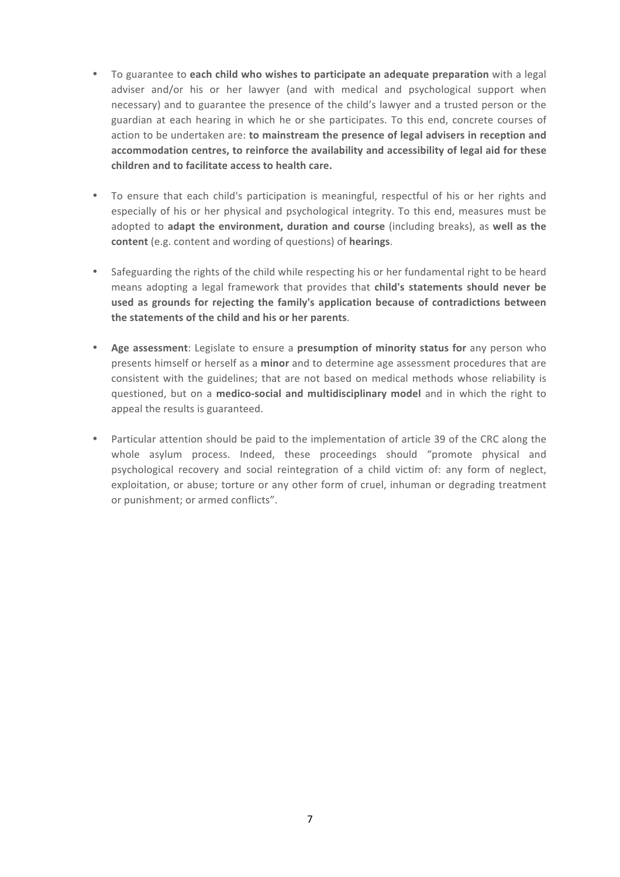- To guarantee to **each child who wishes to participate an adequate preparation** with a legal adviser and/or his or her lawyer (and with medical and psychological support when necessary) and to guarantee the presence of the child's lawyer and a trusted person or the guardian at each hearing in which he or she participates. To this end, concrete courses of action to be undertaken are: **to mainstream the presence of legal advisers in reception and accommodation centres, to reinforce the availability and accessibility of legal aid for these children and to facilitate access to health care.**

- To ensure that each child's participation is meaningful, respectful of his or her rights and especially of his or her physical and psychological integrity. To this end, measures must be adopted to **adapt the environment, duration and course** (including breaks), as **well as the content** (e.g. content and wording of questions) of **hearings**.

- Safeguarding the rights of the child while respecting his or her fundamental right to be heard means adopting a legal framework that provides that **child's statements should never be used as grounds for rejecting the family's application because of contradictions between the statements of the child and his or her parents**.

- **Age assessment**: Legislate to ensure a **presumption of minority status for** any person who presents himself or herself as a **minor** and to determine age assessment procedures that are consistent with the guidelines; that are not based on medical methods whose reliability is questioned, but on a **medico-social and multidisciplinary model** and in which the right to appeal the results is guaranteed.

- Particular attention should be paid to the implementation of article 39 of the CRC along the whole asylum process. Indeed, these proceedings should "promote physical and psychological recovery and social reintegration of a child victim of: any form of neglect, exploitation, or abuse; torture or any other form of cruel, inhuman or degrading treatment or punishment; or armed conflicts".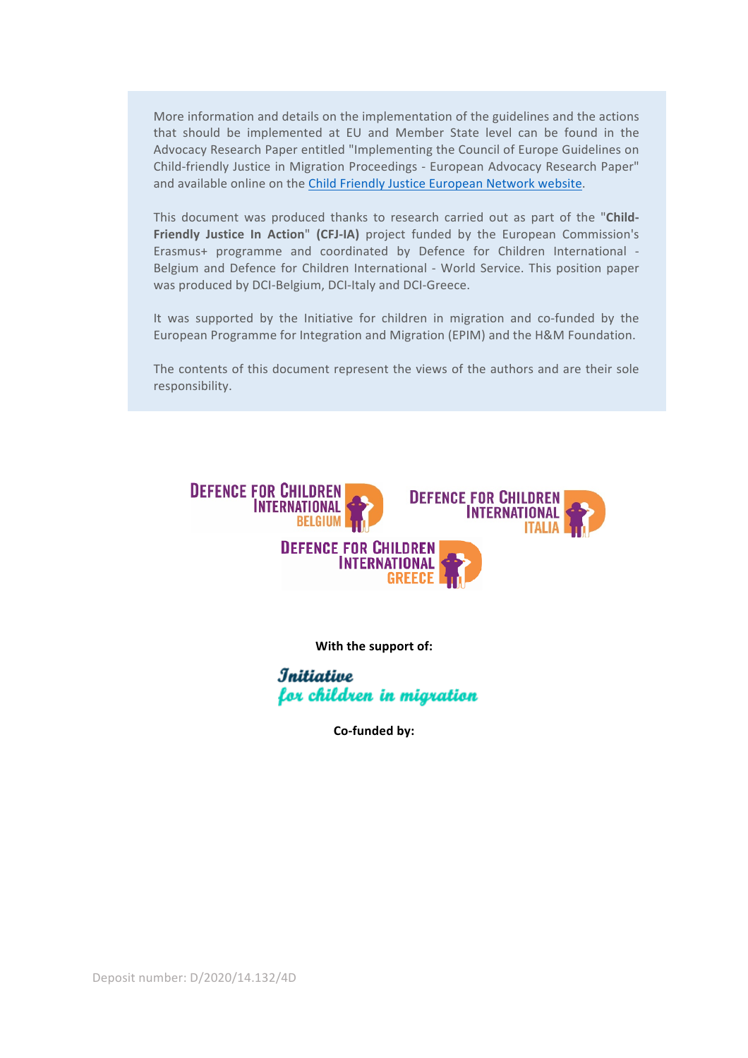More information and details on the implementation of the guidelines and the actions that should be implemented at EU and Member State level can be found in the Advocacy Research Paper entitled "Implementing the Council of Europe Guidelines on Child-friendly Justice in Migration Proceedings - European Advocacy Research Paper" and available online on the Child Friendly Justice European Network website.

This document was produced thanks to research carried out as part of the "**Child-Friendly Justice In Action**" **(CFJ-IA)** project funded by the European Commission's Erasmus+ programme and coordinated by Defence for Children International - Belgium and Defence for Children International - World Service. This position paper was produced by DCI-Belgium, DCI-Italy and DCI-Greece.

It was supported by the Initiative for children in migration and co-funded by the European Programme for Integration and Migration (EPIM) and the H&M Foundation.

The contents of this document represent the views of the authors and are their sole responsibility.

DEFENCE FOR CHILDREN INTERNATIONAL BELGIUM

DEFENCE FOR CHILDREN INTERNATIONAL ITALIA

DEFENCE FOR CHILDREN INTERNATIONAL GREECE

**With the support of:**

Initiative for children in migration

**Co-funded by:**

Deposit number: D/2020/14.132/4D